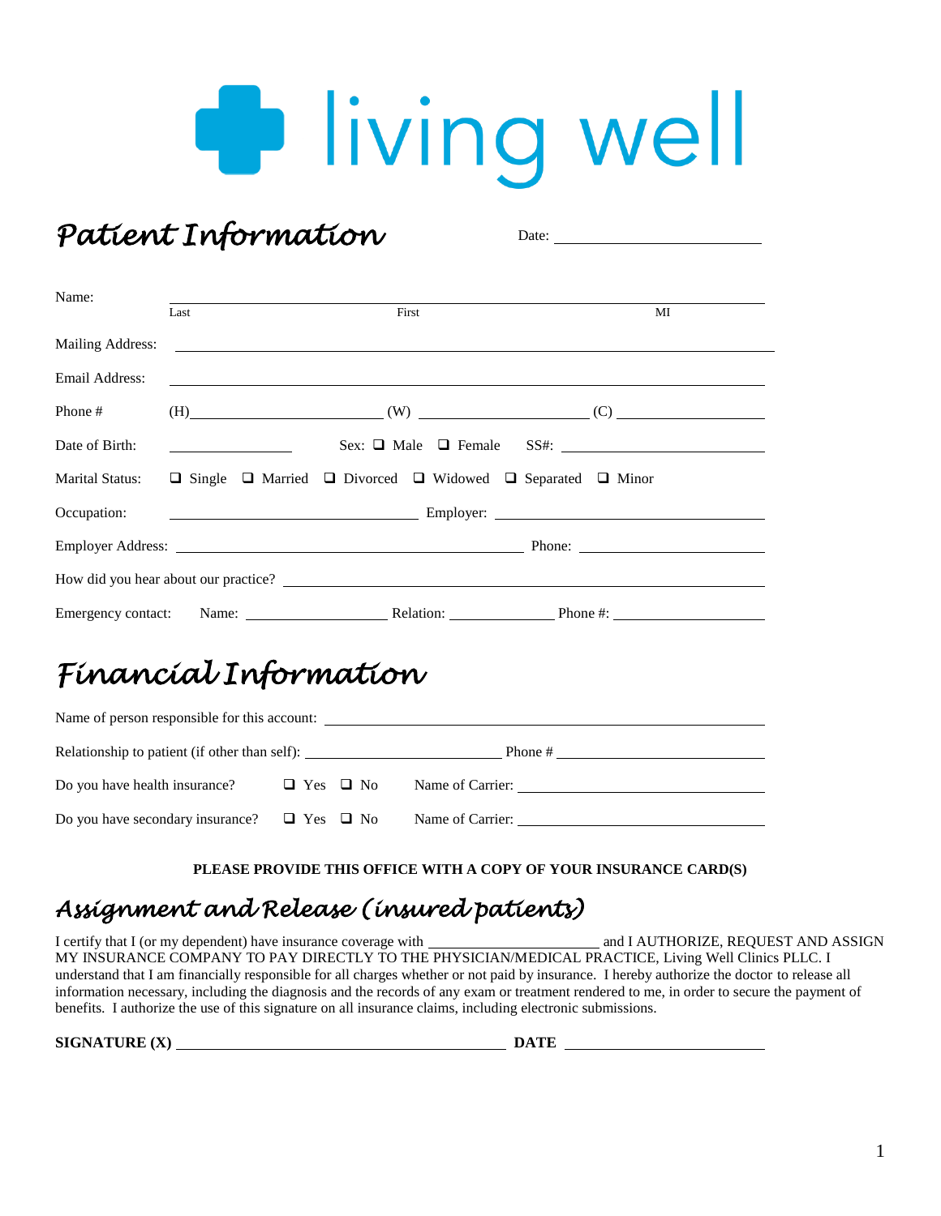# living well

## Patient Information

Date: ____________________

Name: ______________________________________________________________
Last                                        First                                        MI

Mailing Address: ______________________________________________________

Email Address: ________________________________________________________

Phone # (H)____________________ (W) ____________________ (C) ____________________

Date of Birth: ______________ Sex: ❑ Male ❑ Female SS#: ____________________

Marital Status: ❑ Single ❑ Married ❑ Divorced ❑ Widowed ❑ Separated ❑ Minor

Occupation: __________________________ Employer: ____________________________

Employer Address: ____________________________________ Phone: ____________________

How did you hear about our practice? ____________________________________________

Emergency contact: Name: ________________ Relation: ____________ Phone #: ________________

## Financial Information

Name of person responsible for this account: ________________________________________

Relationship to patient (if other than self): ______________________ Phone # ______________________

Do you have health insurance? ❑ Yes ❑ No Name of Carrier: ____________________________

Do you have secondary insurance? ❑ Yes ❑ No Name of Carrier: ____________________________

**PLEASE PROVIDE THIS OFFICE WITH A COPY OF YOUR INSURANCE CARD(S)**

## Assignment and Release (insured patients)

I certify that I (or my dependent) have insurance coverage with ____________________ and I AUTHORIZE, REQUEST AND ASSIGN MY INSURANCE COMPANY TO PAY DIRECTLY TO THE PHYSICIAN/MEDICAL PRACTICE, Living Well Clinics PLLC. I understand that I am financially responsible for all charges whether or not paid by insurance. I hereby authorize the doctor to release all information necessary, including the diagnosis and the records of any exam or treatment rendered to me, in order to secure the payment of benefits. I authorize the use of this signature on all insurance claims, including electronic submissions.

**SIGNATURE (X)** ________________________________________ **DATE** ____________________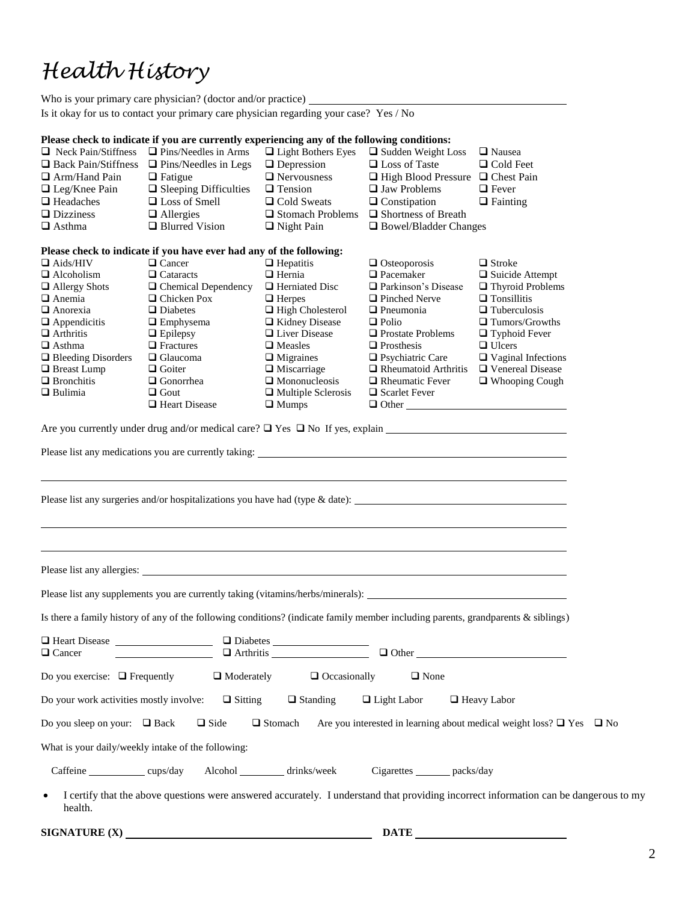# Health History

Who is your primary care physician? (doctor and/or practice) ______________________________

Is it okay for us to contact your primary care physician regarding your case? Yes / No

**Please check to indicate if you are currently experiencing any of the following conditions:**

| | | | | |
|---|---|---|---|---|
| ❑ Neck Pain/Stiffness | ❑ Pins/Needles in Arms | ❑ Light Bothers Eyes | ❑ Sudden Weight Loss | ❑ Nausea |
| ❑ Back Pain/Stiffness | ❑ Pins/Needles in Legs | ❑ Depression | ❑ Loss of Taste | ❑ Cold Feet |
| ❑ Arm/Hand Pain | ❑ Fatigue | ❑ Nervousness | ❑ High Blood Pressure | ❑ Chest Pain |
| ❑ Leg/Knee Pain | ❑ Sleeping Difficulties | ❑ Tension | ❑ Jaw Problems | ❑ Fever |
| ❑ Headaches | ❑ Loss of Smell | ❑ Cold Sweats | ❑ Constipation | ❑ Fainting |
| ❑ Dizziness | ❑ Allergies | ❑ Stomach Problems | ❑ Shortness of Breath | |
| ❑ Asthma | ❑ Blurred Vision | ❑ Night Pain | ❑ Bowel/Bladder Changes | |

**Please check to indicate if you have ever had any of the following:**

| | | | | |
|---|---|---|---|---|
| ❑ Aids/HIV | ❑ Cancer | ❑ Hepatitis | ❑ Osteoporosis | ❑ Stroke |
| ❑ Alcoholism | ❑ Cataracts | ❑ Hernia | ❑ Pacemaker | ❑ Suicide Attempt |
| ❑ Allergy Shots | ❑ Chemical Dependency | ❑ Herniated Disc | ❑ Parkinson's Disease | ❑ Thyroid Problems |
| ❑ Anemia | ❑ Chicken Pox | ❑ Herpes | ❑ Pinched Nerve | ❑ Tonsillitis |
| ❑ Anorexia | ❑ Diabetes | ❑ High Cholesterol | ❑ Pneumonia | ❑ Tuberculosis |
| ❑ Appendicitis | ❑ Emphysema | ❑ Kidney Disease | ❑ Polio | ❑ Tumors/Growths |
| ❑ Arthritis | ❑ Epilepsy | ❑ Liver Disease | ❑ Prostate Problems | ❑ Typhoid Fever |
| ❑ Asthma | ❑ Fractures | ❑ Measles | ❑ Prosthesis | ❑ Ulcers |
| ❑ Bleeding Disorders | ❑ Glaucoma | ❑ Migraines | ❑ Psychiatric Care | ❑ Vaginal Infections |
| ❑ Breast Lump | ❑ Goiter | ❑ Miscarriage | ❑ Rheumatoid Arthritis | ❑ Venereal Disease |
| ❑ Bronchitis | ❑ Gonorrhea | ❑ Mononucleosis | ❑ Rheumatic Fever | ❑ Whooping Cough |
| ❑ Bulimia | ❑ Gout | ❑ Multiple Sclerosis | ❑ Scarlet Fever | |
| | ❑ Heart Disease | ❑ Mumps | ❑ Other ______________ | |

Are you currently under drug and/or medical care? ❑ Yes ❑ No If yes, explain ______________________________

Please list any medications you are currently taking: ______________________________

______________________________

Please list any surgeries and/or hospitalizations you have had (type & date): ______________________________

______________________________

______________________________

Please list any allergies: ______________________________

Please list any supplements you are currently taking (vitamins/herbs/minerals): ______________________________

Is there a family history of any of the following conditions? (indicate family member including parents, grandparents & siblings)

❑ Heart Disease ______________ ❑ Diabetes ______________

❑ Cancer ______________ ❑ Arthritis ______________ ❑ Other ______________

Do you exercise: ❑ Frequently ❑ Moderately ❑ Occasionally ❑ None

Do your work activities mostly involve: ❑ Sitting ❑ Standing ❑ Light Labor ❑ Heavy Labor

Do you sleep on your: ❑ Back ❑ Side ❑ Stomach Are you interested in learning about medical weight loss? ❑ Yes ❑ No

What is your daily/weekly intake of the following:

Caffeine ________ cups/day Alcohol ________ drinks/week Cigarettes ________ packs/day

- I certify that the above questions were answered accurately. I understand that providing incorrect information can be dangerous to my health.

**SIGNATURE (X)** ______________________________ **DATE** ______________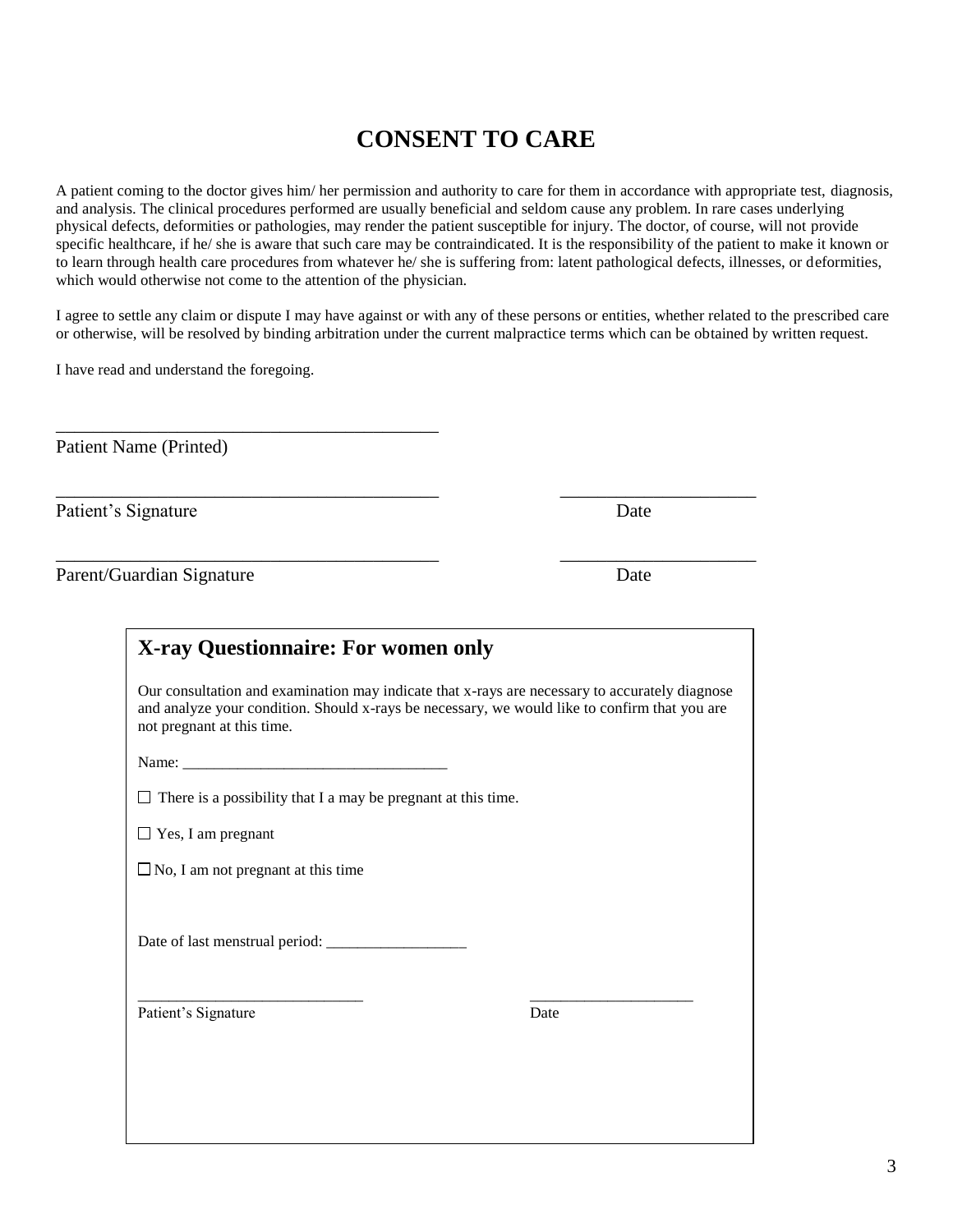# CONSENT TO CARE

A patient coming to the doctor gives him/ her permission and authority to care for them in accordance with appropriate test, diagnosis, and analysis. The clinical procedures performed are usually beneficial and seldom cause any problem. In rare cases underlying physical defects, deformities or pathologies, may render the patient susceptible for injury. The doctor, of course, will not provide specific healthcare, if he/ she is aware that such care may be contraindicated. It is the responsibility of the patient to make it known or to learn through health care procedures from whatever he/ she is suffering from: latent pathological defects, illnesses, or deformities, which would otherwise not come to the attention of the physician.

I agree to settle any claim or dispute I may have against or with any of these persons or entities, whether related to the prescribed care or otherwise, will be resolved by binding arbitration under the current malpractice terms which can be obtained by written request.

I have read and understand the foregoing.

___________________________________________

Patient Name (Printed)

___________________________________________ ______________________

Patient's Signature Date

___________________________________________ ______________________

Parent/Guardian Signature Date

## X-ray Questionnaire: For women only

Our consultation and examination may indicate that x-rays are necessary to accurately diagnose and analyze your condition. Should x-rays be necessary, we would like to confirm that you are not pregnant at this time.

Name: ___________________________________

☐ There is a possibility that I a may be pregnant at this time.

☐ Yes, I am pregnant

☐ No, I am not pregnant at this time

Date of last menstrual period: __________________

_____________________________ _____________________

Patient's Signature Date